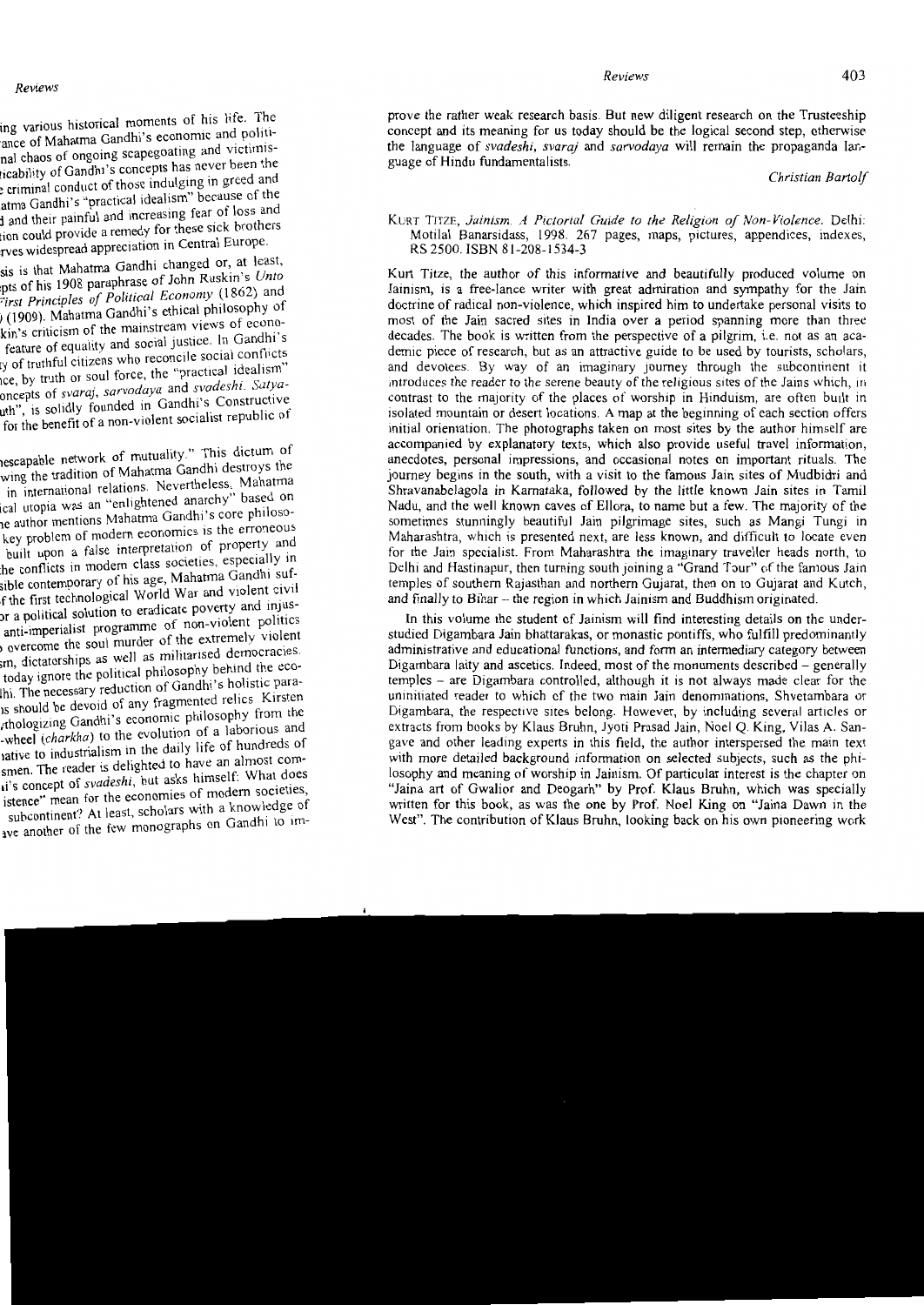prove the rather weak research basis. But new diligent research on the Trusteeship concept and its meaning for us today should be the logical second step, otherwise the language of *svadeshi*, *svaraj* and *sarvodaya* will remain the propaganda language of Hindu fundamentalists.

*Christian Bartolf*

KURT TITZE, *Jainism. A Pictorial Guide to the Religion of Non-Violence*. Delhi: Motilal Banarsidass, 1998. 267 pages, maps, pictures, appendices, indexes, RS 2500. ISBN 81-208-1534-3

Kurt Titze, the author of this informative and beautifully produced volume on Jainism, is a free-lance writer with great admiration and sympathy for the Jain doctrine of radical non-violence, which inspired him to undertake personal visits to most of the Jain sacred sites in India over a period spanning more than three decades. The book is written from the perspective of a pilgrim, i.e. not as an academic piece of research, but as an attractive guide to be used by tourists, scholars, and devotees. By way of an imaginary journey through the subcontinent it introduces the reader to the serene beauty of the religious sites of the Jains which, in contrast to the majority of the places of worship in Hinduism, are often built in isolated mountain or desert locations. A map at the beginning of each section offers initial orientation. The photographs taken on most sites by the author himself are accompanied by explanatory texts, which also provide useful travel information, anecdotes, personal impressions, and occasional notes on important rituals. The journey begins in the south, with a visit to the famous Jain sites of Mudbidri and Shravanabelagola in Karnataka, followed by the little known Jain sites in Tamil Nadu, and the well known caves of Ellora, to name but a few. The majority of the sometimes stunningly beautiful Jain pilgrimage sites, such as Mangi Tungi in Maharashtra, which is presented next, are less known, and difficult to locate even for the Jain specialist. From Maharashtra the imaginary traveller heads north, to Delhi and Hastinapur, then turning south joining a "Grand Tour" of the famous Jain temples of southern Rajasthan and northern Gujarat, then on to Gujarat and Kutch, and finally to Bihar – the region in which Jainism and Buddhism originated.

In this volume the student of Jainism will find interesting details on the under-studied Digambara Jain bhattarakas, or monastic pontiffs, who fulfill predominantly administrative and educational functions, and form an intermediary category between Digambara laity and ascetics. Indeed, most of the monuments described – generally temples – are Digambara controlled, although it is not always made clear for the uninitiated reader to which of the two main Jain denominations, Shvetambara or Digambara, the respective sites belong. However, by including several articles or extracts from books by Klaus Bruhn, Jyoti Prasad Jain, Noel Q. King, Vilas A. Sangave and other leading experts in this field, the author interspersed the main text with more detailed background information on selected subjects, such as the philosophy and meaning of worship in Jainism. Of particular interest is the chapter on "Jaina art of Gwalior and Deogarh" by Prof. Klaus Bruhn, which was specially written for this book, as was the one by Prof. Noel King on "Jaina Dawn in the West". The contribution of Klaus Bruhn, looking back on his own pioneering work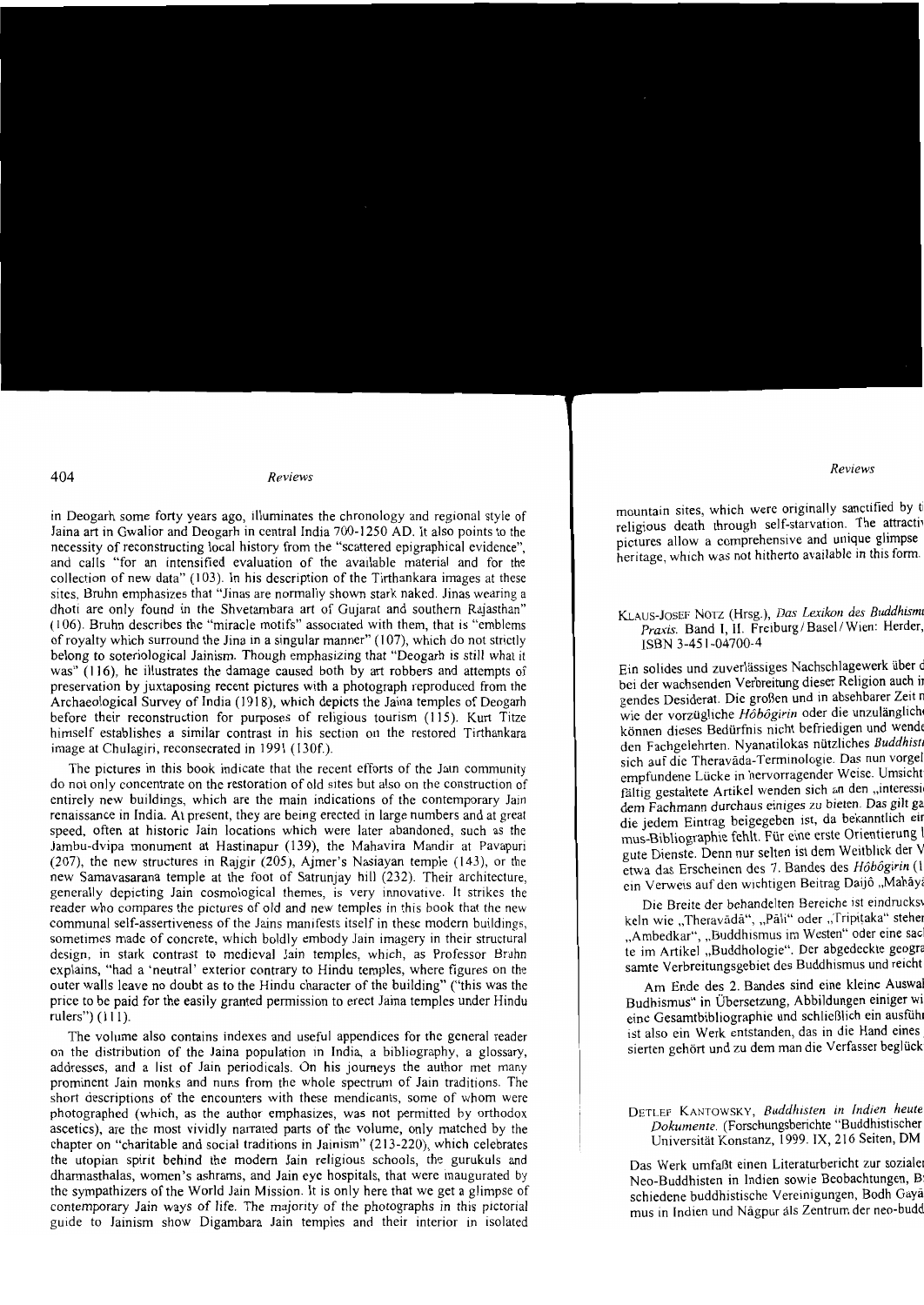in Deogarh some forty years ago, illuminates the chronology and regional style of Jaina art in Gwalior and Deogarh in central India 700-1250 AD. It also points to the necessity of reconstructing local history from the "scattered epigraphical evidence", and calls "for an intensified evaluation of the available material and for the collection of new data" (103). In his description of the Tīrthankara images at these sites, Bruhn emphasizes that "Jinas are normally shown stark naked. Jinas wearing a dhoti are only found in the Shvetambara art of Gujarat and southern Rajasthan" (106). Bruhn describes the "miracle motifs" associated with them, that is "emblems of royalty which surround the Jina in a singular manner" (107), which do not strictly belong to soteriological Jainism. Though emphasizing that "Deogarh is still what it was" (116), he illustrates the damage caused both by art robbers and attempts of preservation by juxtaposing recent pictures with a photograph reproduced from the Archaeological Survey of India (1918), which depicts the Jaina temples of Deogarh before their reconstruction for purposes of religious tourism (115). Kurt Titze himself establishes a similar contrast in his section on the restored Tirthankara image at Chulagiri, reconsecrated in 1991 (130f.).

The pictures in this book indicate that the recent efforts of the Jain community do not only concentrate on the restoration of old sites but also on the construction of entirely new buildings, which are the main indications of the contemporary Jain renaissance in India. At present, they are being erected in large numbers and at great speed, often at historic Jain locations which were later abandoned, such as the Jambu-dvipa monument at Hastinapur (139), the Mahavira Mandir at Pavapuri (207), the new structures in Rajgir (205), Ajmer's Nasiayan temple (143), or the new Samavasarana temple at the foot of Satrunjay hill (232). Their architecture, generally depicting Jain cosmological themes, is very innovative. It strikes the reader who compares the pictures of old and new temples in this book that the new communal self-assertiveness of the Jains manifests itself in these modern buildings, sometimes made of concrete, which boldly embody Jain imagery in their structural design, in stark contrast to medieval Jain temples, which, as Professor Bruhn explains, "had a 'neutral' exterior contrary to Hindu temples, where figures on the outer walls leave no doubt as to the Hindu character of the building" ("this was the price to be paid for the easily granted permission to erect Jaina temples under Hindu rulers") (111).

The volume also contains indexes and useful appendices for the general reader on the distribution of the Jaina population in India, a bibliography, a glossary, addresses, and a list of Jain periodicals. On his journeys the author met many prominent Jain monks and nuns from the whole spectrum of Jain traditions. The short descriptions of the encounters with these mendicants, some of whom were photographed (which, as the author emphasizes, was not permitted by orthodox ascetics), are the most vividly narrated parts of the volume, only matched by the chapter on "charitable and social traditions in Jainism" (213-220), which celebrates the utopian spirit behind the modern Jain religious schools, the gurukuls and dharmasthalas, women's ashrams, and Jain eye hospitals, that were inaugurated by the sympathizers of the World Jain Mission. It is only here that we get a glimpse of contemporary Jain ways of life. The majority of the photographs in this pictorial guide to Jainism show Digambara Jain temples and their interior in isolated

mountain sites, which were originally sanctified by t[...] religious death through self-starvation. The attracti[...] pictures allow a comprehensive and unique glimpse [...] heritage, which was not hitherto available in this form.

KLAUS-JOSEF NOTZ (Hrsg.), *Das Lexikon des Buddhism[...] Praxis.* Band I, II. Freiburg/Basel/Wien: Herder, [...] ISBN 3-451-04700-4

Ein solides und zuverlässiges Nachschlagewerk über d[...] bei der wachsenden Verbreitung dieser Religion auch i[...] gendes Desiderat. Die großen und in absehbarer Zeit n[...] wie der vorzügliche *Hôbôgirin* oder die unzulänglich[...] können dieses Bedürfnis nicht befriedigen und wend[...] den Fachgelehrten. Nyanatilokas nützliches *Buddhist[...]* sich auf die Theravāda-Terminologie. Das nun vorgel[...] empfundene Lücke in hervorragender Weise. Umsicht[...] fältig gestaltete Artikel wenden sich an den „interessi[...] dem Fachmann durchaus einiges zu bieten. Das gilt ga[...] die jedem Eintrag beigegeben ist, da bekanntlich ei[...] mus-Bibliographie fehlt. Für eine erste Orientierung [...] gute Dienste. Denn nur selten ist dem Weitblick der V[...] etwa das Erscheinen des 7. Bandes des *Hôbôgirin* (1[...] ein Verweis auf den wichtigen Beitrag Daijô „Mahāyā[...]

Die Breite der behandelten Bereiche ist eindrucks[...] keln wie „Theravāda", „Pāli" oder „Tripitaka" stehe[...] „Ambedkar", „Buddhismus im Westen" oder eine sac[...] te im Artikel „Buddhologie". Der abgedeckte geogra[...] samte Verbreitungsgebiet des Buddhismus und reicht [...]

Am Ende des 2. Bandes sind eine kleine Auswa[...] Budhismus" in Übersetzung, Abbildungen einiger wi[...] eine Gesamtbibliographie und schließlich ein ausführ[...] ist also ein Werk entstanden, das in die Hand eines [...] sierten gehört und zu dem man die Verfasser beglück[...]

DETLEF KANTOWSKY, *Buddhisten in Indien heute[...] Dokumente.* (Forschungsberichte "Buddhistischer [...] Universität Konstanz, 1999. IX, 216 Seiten, DM [...]

Das Werk umfaßt einen Literaturbericht zur sozialen[...] Neo-Buddhisten in Indien sowie Beobachtungen, B[...] schiedene buddhistische Vereinigungen, Bodh Gayā[...] mus in Indien und Nāgpur als Zentrum der neo-budd[...]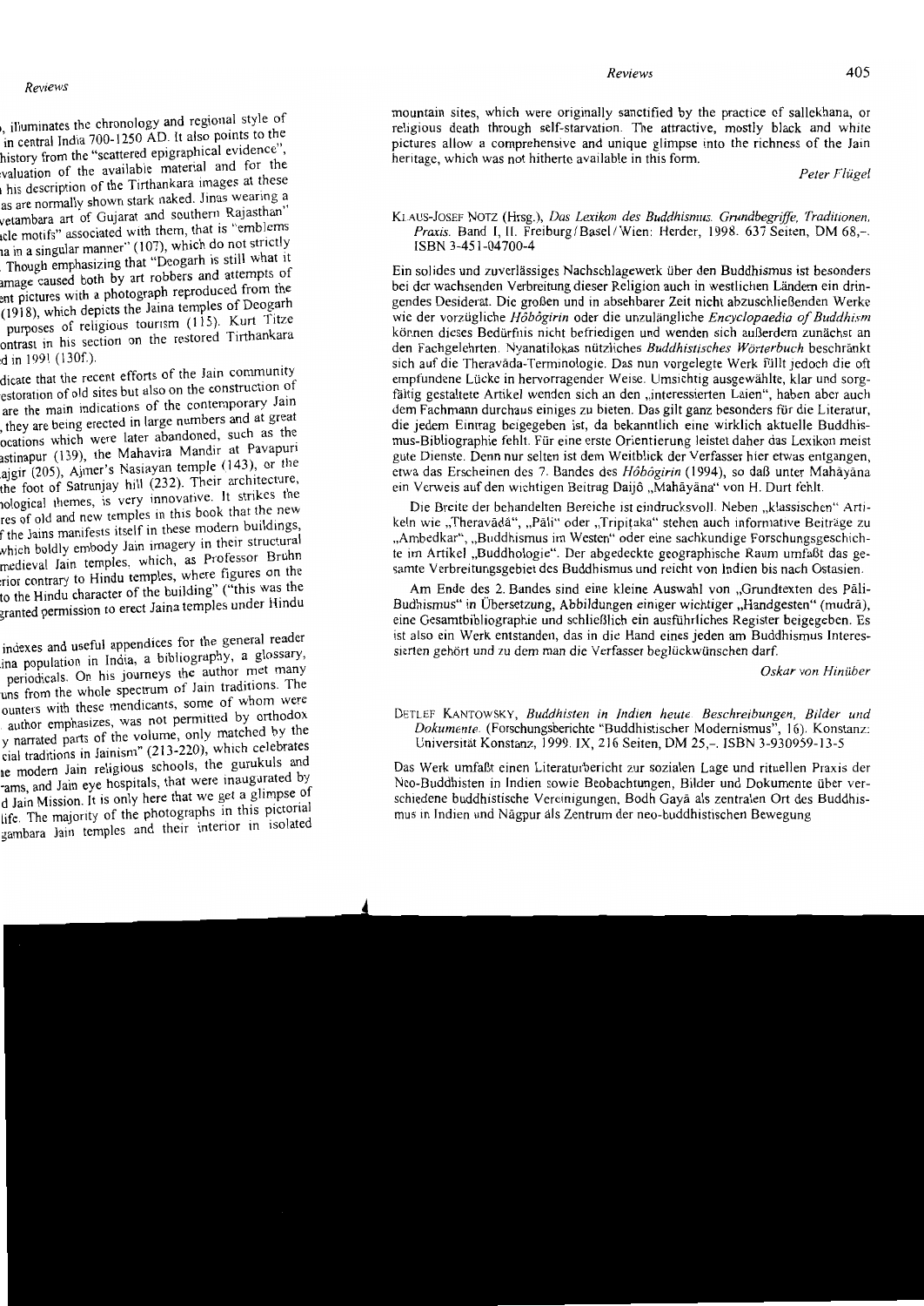, illuminates the chronology and regional style of in central India 700-1250 AD. It also points to the history from the "scattered epigraphical evidence", valuation of the available material and for the his description of the Tirthankara images at these as are normally shown stark naked. Jinas wearing a vetambara art of Gujarat and southern Rajasthan" cle motifs" associated with them, that is "emblems a in a singular manner" (107), which do not strictly Though emphasizing that "Deogarh is still what it amage caused both by art robbers and attempts of ent pictures with a photograph reproduced from the (1918), which depicts the Jaina temples of Deogarh purposes of religious tourism (115). Kurt Titze ontrast in his section on the restored Tirthankara d in 1991 (130f.).

dicate that the recent efforts of the Jain community estoration of old sites but also on the construction of are the main indications of the contemporary Jain , they are being erected in large numbers and at great ocations which were later abandoned, such as the astinapur (139), the Mahavira Mandir at Pavapuri ajgir (205), Ajmer's Nasiayan temple (143), or the the foot of Satrunjay hill (232). Their architecture, ological themes, is very innovative. It strikes the res of old and new temples in this book that the new f the Jains manifests itself in these modern buildings, which boldly embody Jain imagery in their structural medieval Jain temples, which, as Professor Bruhn rior contrary to Hindu temples, where figures on the to the Hindu character of the building" ("this was the granted permission to erect Jaina temples under Hindu

indexes and useful appendices for the general reader ina population in India, a bibliography, a glossary, periodicals. On his journeys the author met many uns from the whole spectrum of Jain traditions. The ounters with these mendicants, some of whom were author emphasizes, was not permitted by orthodox y narrated parts of the volume, only matched by the cial traditions in Jainism" (213-220), which celebrates e modern Jain religious schools, the gurukuls and -ams, and Jain eye hospitals, that were inaugurated by d Jain Mission. It is only here that we get a glimpse of life. The majority of the photographs in this pictorial gambara Jain temples and their interior in isolated mountain sites, which were originally sanctified by the practice of sallekhana, or religious death through self-starvation. The attractive, mostly black and white pictures allow a comprehensive and unique glimpse into the richness of the Jain heritage, which was not hitherto available in this form.

*Peter Flügel*

KLAUS-JOSEF NOTZ (Hrsg.), *Das Lexikon des Buddhismus. Grundbegriffe, Traditionen, Praxis.* Band I, II. Freiburg/Basel/Wien: Herder, 1998. 637 Seiten, DM 68,–. ISBN 3-451-04700-4

Ein solides und zuverlässiges Nachschlagewerk über den Buddhismus ist besonders bei der wachsenden Verbreitung dieser Religion auch in westlichen Ländern ein dringendes Desiderat. Die großen und in absehbarer Zeit nicht abzuschließenden Werke wie der vorzügliche *Hôbôgirin* oder die unzulängliche *Encyclopaedia of Buddhism* können dieses Bedürfnis nicht befriedigen und wenden sich außerdem zunächst an den Fachgelehrten. Nyanatilokas nützliches *Buddhistisches Wörterbuch* beschränkt sich auf die Theravāda-Terminologie. Das nun vorgelegte Werk füllt jedoch die oft empfundene Lücke in hervorragender Weise. Umsichtig ausgewählte, klar und sorgfältig gestaltete Artikel wenden sich an den „interessierten Laien", haben aber auch dem Fachmann durchaus einiges zu bieten. Das gilt ganz besonders für die Literatur, die jedem Eintrag beigegeben ist, da bekanntlich eine wirklich aktuelle Buddhismus-Bibliographie fehlt. Für eine erste Orientierung leistet daher das Lexikon meist gute Dienste. Denn nur selten ist dem Weitblick der Verfasser hier etwas entgangen, etwa das Erscheinen des 7. Bandes des *Hôbôgirin* (1994), so daß unter Mahāyāna ein Verweis auf den wichtigen Beitrag Daijô „Mahāyāna" von H. Durt fehlt.

Die Breite der behandelten Bereiche ist eindrucksvoll. Neben „klassischen" Artikeln wie „Theravādā", „Pāli" oder „Tripiṭaka" stehen auch informative Beiträge zu „Ambedkar", „Buddhismus im Westen" oder eine sachkundige Forschungsgeschichte im Artikel „Buddhologie". Der abgedeckte geographische Raum umfaßt das gesamte Verbreitungsgebiet des Buddhismus und reicht von Indien bis nach Ostasien.

Am Ende des 2. Bandes sind eine kleine Auswahl von „Grundtexten des Pāli-Budhismus" in Übersetzung, Abbildungen einiger wichtiger „Handgesten" (mudrā), eine Gesamtbibliographie und schließlich ein ausführliches Register beigegeben. Es ist also ein Werk entstanden, das in die Hand eines jeden am Buddhismus Interessierten gehört und zu dem man die Verfasser beglückwünschen darf.

*Oskar von Hinüber*

DETLEF KANTOWSKY, *Buddhisten in Indien heute. Beschreibungen, Bilder und Dokumente.* (Forschungsberichte "Buddhistischer Modernismus", 16). Konstanz: Universität Konstanz, 1999. IX, 216 Seiten, DM 25,–. ISBN 3-930959-13-5

Das Werk umfaßt einen Literaturbericht zur sozialen Lage und rituellen Praxis der Neo-Buddhisten in Indien sowie Beobachtungen, Bilder und Dokumente über verschiedene buddhistische Vereinigungen, Bodh Gayā als zentralen Ort des Buddhismus in Indien und Nāgpur als Zentrum der neo-buddhistischen Bewegung